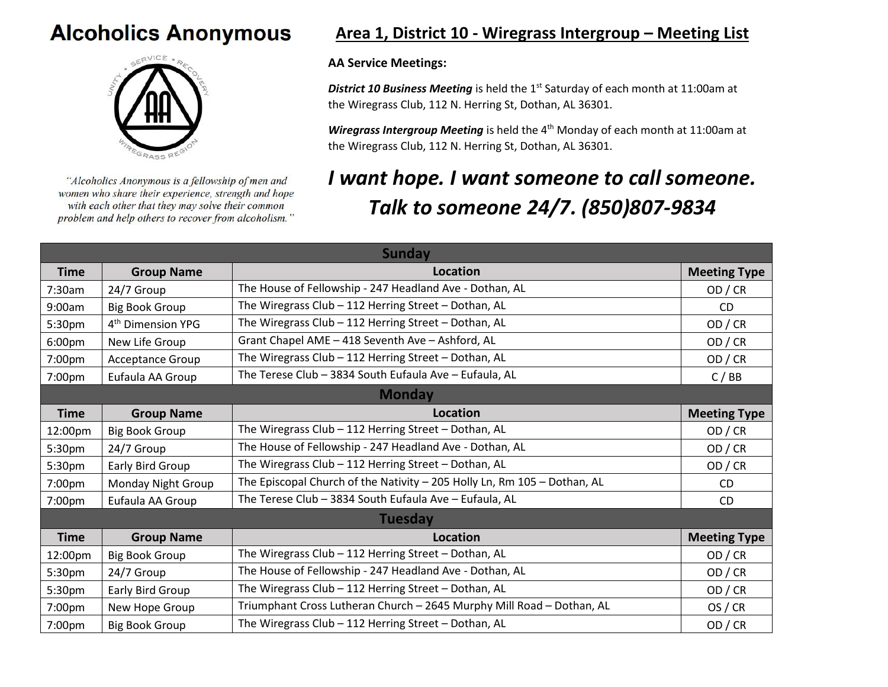# Alcoholics Anonymous

*"Alcoholics Anonymous is a fellowship of men and women who share their experience, strength and hope with each other that they may solve their common problem and help others to recover from alcoholism."*

## Area 1, District 10 - Wiregrass Intergroup – Meeting List

**AA Service Meetings:**

***District 10 Business Meeting*** is held the 1st Saturday of each month at 11:00am at the Wiregrass Club, 112 N. Herring St, Dothan, AL 36301.

***Wiregrass Intergroup Meeting*** is held the 4th Monday of each month at 11:00am at the Wiregrass Club, 112 N. Herring St, Dothan, AL 36301.

***I want hope. I want someone to call someone. Talk to someone 24/7. (850)807-9834***

| Time | Group Name | Location | Meeting Type |
|---|---|---|---|
| **Sunday** | | | |
| 7:30am | 24/7 Group | The House of Fellowship - 247 Headland Ave - Dothan, AL | OD / CR |
| 9:00am | Big Book Group | The Wiregrass Club – 112 Herring Street – Dothan, AL | CD |
| 5:30pm | 4th Dimension YPG | The Wiregrass Club – 112 Herring Street – Dothan, AL | OD / CR |
| 6:00pm | New Life Group | Grant Chapel AME – 418 Seventh Ave – Ashford, AL | OD / CR |
| 7:00pm | Acceptance Group | The Wiregrass Club – 112 Herring Street – Dothan, AL | OD / CR |
| 7:00pm | Eufaula AA Group | The Terese Club – 3834 South Eufaula Ave – Eufaula, AL | C / BB |
| **Monday** | | | |
| 12:00pm | Big Book Group | The Wiregrass Club – 112 Herring Street – Dothan, AL | OD / CR |
| 5:30pm | 24/7 Group | The House of Fellowship - 247 Headland Ave - Dothan, AL | OD / CR |
| 5:30pm | Early Bird Group | The Wiregrass Club – 112 Herring Street – Dothan, AL | OD / CR |
| 7:00pm | Monday Night Group | The Episcopal Church of the Nativity – 205 Holly Ln, Rm 105 – Dothan, AL | CD |
| 7:00pm | Eufaula AA Group | The Terese Club – 3834 South Eufaula Ave – Eufaula, AL | CD |
| **Tuesday** | | | |
| 12:00pm | Big Book Group | The Wiregrass Club – 112 Herring Street – Dothan, AL | OD / CR |
| 5:30pm | 24/7 Group | The House of Fellowship - 247 Headland Ave - Dothan, AL | OD / CR |
| 5:30pm | Early Bird Group | The Wiregrass Club – 112 Herring Street – Dothan, AL | OD / CR |
| 7:00pm | New Hope Group | Triumphant Cross Lutheran Church – 2645 Murphy Mill Road – Dothan, AL | OS / CR |
| 7:00pm | Big Book Group | The Wiregrass Club – 112 Herring Street – Dothan, AL | OD / CR |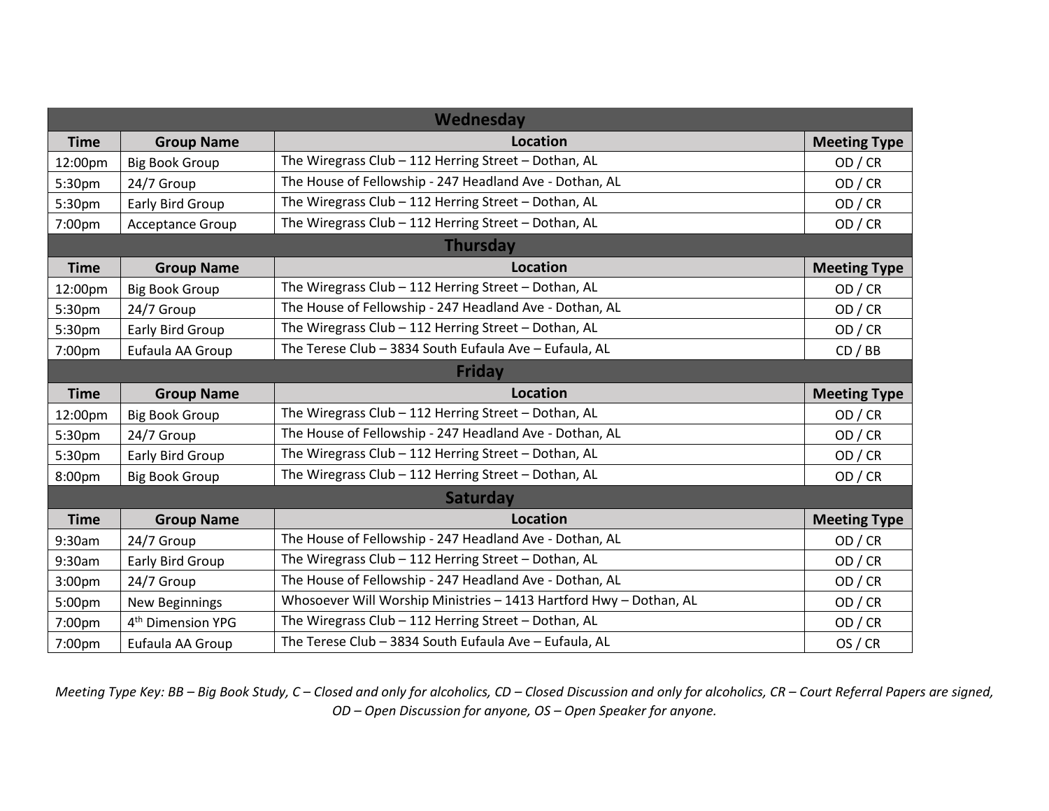| Wednesday | | | |
|---|---|---|---|
| **Time** | **Group Name** | **Location** | **Meeting Type** |
| 12:00pm | Big Book Group | The Wiregrass Club – 112 Herring Street – Dothan, AL | OD / CR |
| 5:30pm | 24/7 Group | The House of Fellowship - 247 Headland Ave - Dothan, AL | OD / CR |
| 5:30pm | Early Bird Group | The Wiregrass Club – 112 Herring Street – Dothan, AL | OD / CR |
| 7:00pm | Acceptance Group | The Wiregrass Club – 112 Herring Street – Dothan, AL | OD / CR |
| **Thursday** | | | |
| **Time** | **Group Name** | **Location** | **Meeting Type** |
| 12:00pm | Big Book Group | The Wiregrass Club – 112 Herring Street – Dothan, AL | OD / CR |
| 5:30pm | 24/7 Group | The House of Fellowship - 247 Headland Ave - Dothan, AL | OD / CR |
| 5:30pm | Early Bird Group | The Wiregrass Club – 112 Herring Street – Dothan, AL | OD / CR |
| 7:00pm | Eufaula AA Group | The Terese Club – 3834 South Eufaula Ave – Eufaula, AL | CD / BB |
| **Friday** | | | |
| **Time** | **Group Name** | **Location** | **Meeting Type** |
| 12:00pm | Big Book Group | The Wiregrass Club – 112 Herring Street – Dothan, AL | OD / CR |
| 5:30pm | 24/7 Group | The House of Fellowship - 247 Headland Ave - Dothan, AL | OD / CR |
| 5:30pm | Early Bird Group | The Wiregrass Club – 112 Herring Street – Dothan, AL | OD / CR |
| 8:00pm | Big Book Group | The Wiregrass Club – 112 Herring Street – Dothan, AL | OD / CR |
| **Saturday** | | | |
| **Time** | **Group Name** | **Location** | **Meeting Type** |
| 9:30am | 24/7 Group | The House of Fellowship - 247 Headland Ave - Dothan, AL | OD / CR |
| 9:30am | Early Bird Group | The Wiregrass Club – 112 Herring Street – Dothan, AL | OD / CR |
| 3:00pm | 24/7 Group | The House of Fellowship - 247 Headland Ave - Dothan, AL | OD / CR |
| 5:00pm | New Beginnings | Whosoever Will Worship Ministries – 1413 Hartford Hwy – Dothan, AL | OD / CR |
| 7:00pm | 4th Dimension YPG | The Wiregrass Club – 112 Herring Street – Dothan, AL | OD / CR |
| 7:00pm | Eufaula AA Group | The Terese Club – 3834 South Eufaula Ave – Eufaula, AL | OS / CR |

*Meeting Type Key: BB – Big Book Study, C – Closed and only for alcoholics, CD – Closed Discussion and only for alcoholics, CR – Court Referral Papers are signed, OD – Open Discussion for anyone, OS – Open Speaker for anyone.*